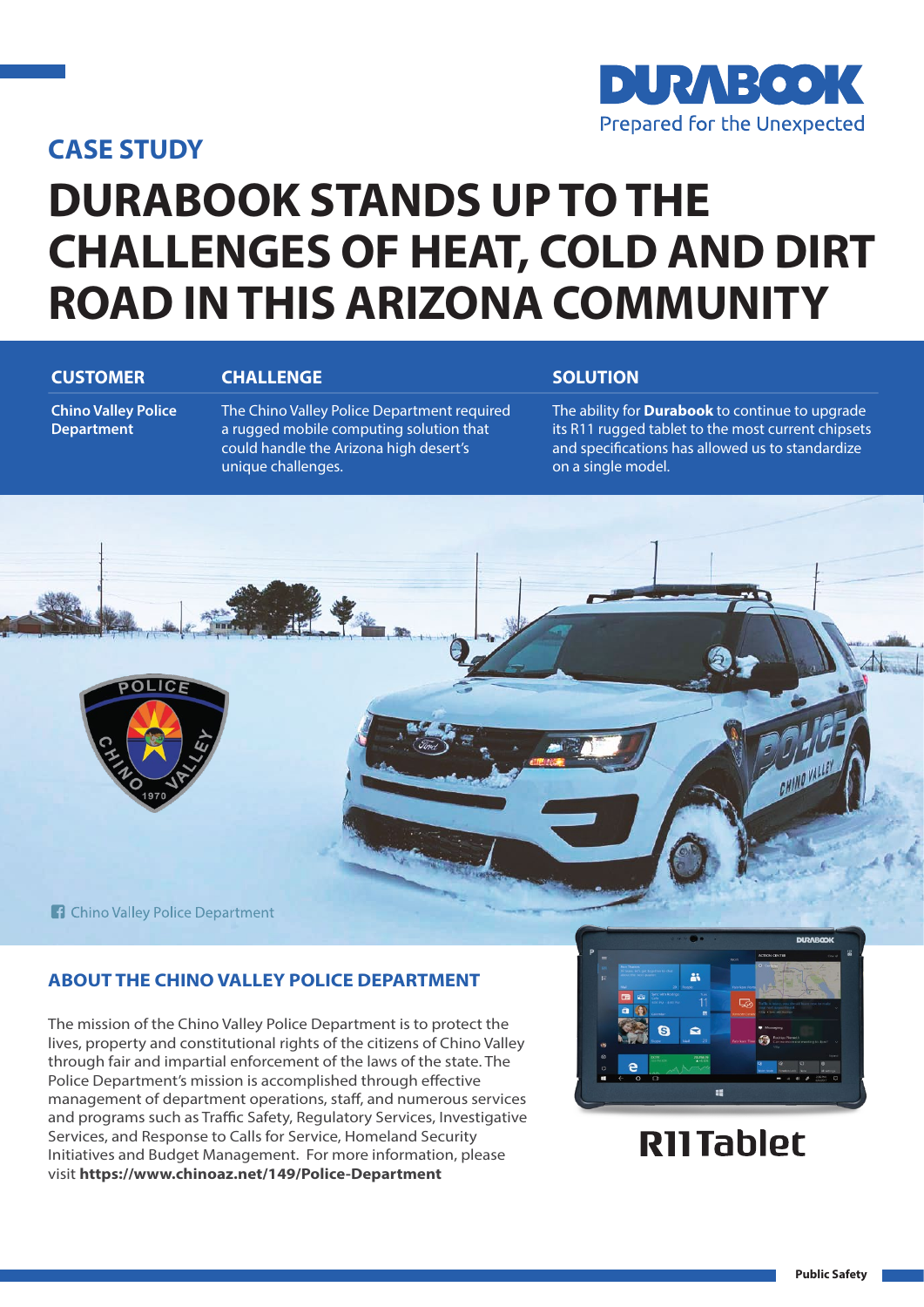DURABOOK
Prepared for the Unexpected

## CASE STUDY

# DURABOOK STANDS UP TO THE CHALLENGES OF HEAT, COLD AND DIRT ROAD IN THIS ARIZONA COMMUNITY

| CUSTOMER | CHALLENGE | SOLUTION |
| --- | --- | --- |
| **Chino Valley Police Department** | The Chino Valley Police Department required a rugged mobile computing solution that could handle the Arizona high desert's unique challenges. | The ability for **Durabook** to continue to upgrade its R11 rugged tablet to the most current chipsets and specifications has allowed us to standardize on a single model. |

Chino Valley Police Department

## ABOUT THE CHINO VALLEY POLICE DEPARTMENT

The mission of the Chino Valley Police Department is to protect the lives, property and constitutional rights of the citizens of Chino Valley through fair and impartial enforcement of the laws of the state. The Police Department's mission is accomplished through effective management of department operations, staff, and numerous services and programs such as Traffic Safety, Regulatory Services, Investigative Services, and Response to Calls for Service, Homeland Security Initiatives and Budget Management. For more information, please visit **https://www.chinoaz.net/149/Police-Department**

R11 Tablet

Public Safety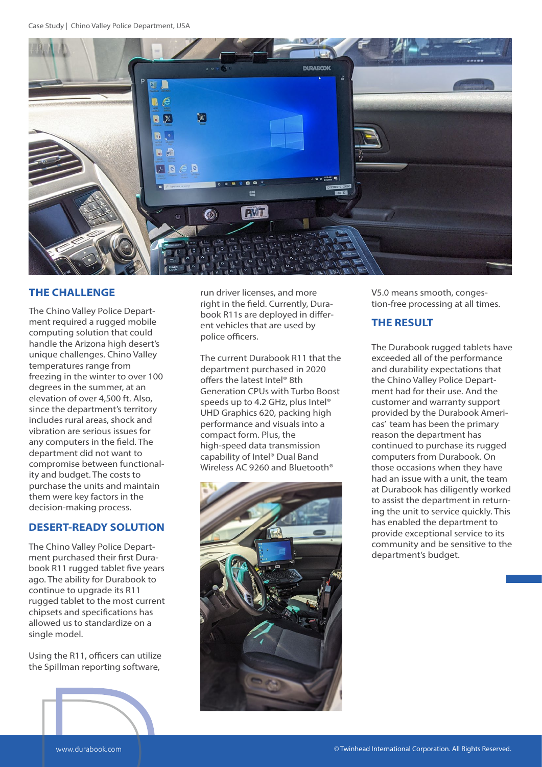## THE CHALLENGE

The Chino Valley Police Department required a rugged mobile computing solution that could handle the Arizona high desert's unique challenges. Chino Valley temperatures range from freezing in the winter to over 100 degrees in the summer, at an elevation of over 4,500 ft. Also, since the department's territory includes rural areas, shock and vibration are serious issues for any computers in the field. The department did not want to compromise between functionality and budget. The costs to purchase the units and maintain them were key factors in the decision-making process.

## DESERT-READY SOLUTION

The Chino Valley Police Department purchased their first Durabook R11 rugged tablet five years ago. The ability for Durabook to continue to upgrade its R11 rugged tablet to the most current chipsets and specifications has allowed us to standardize on a single model.

Using the R11, officers can utilize the Spillman reporting software, run driver licenses, and more right in the field. Currently, Durabook R11s are deployed in different vehicles that are used by police officers.

The current Durabook R11 that the department purchased in 2020 offers the latest Intel® 8th Generation CPUs with Turbo Boost speeds up to 4.2 GHz, plus Intel® UHD Graphics 620, packing high performance and visuals into a compact form. Plus, the high-speed data transmission capability of Intel® Dual Band Wireless AC 9260 and Bluetooth® V5.0 means smooth, congestion-free processing at all times.

## THE RESULT

The Durabook rugged tablets have exceeded all of the performance and durability expectations that the Chino Valley Police Department had for their use. And the customer and warranty support provided by the Durabook Americas' team has been the primary reason the department has continued to purchase its rugged computers from Durabook. On those occasions when they have had an issue with a unit, the team at Durabook has diligently worked to assist the department in returning the unit to service quickly. This has enabled the department to provide exceptional service to its community and be sensitive to the department's budget.